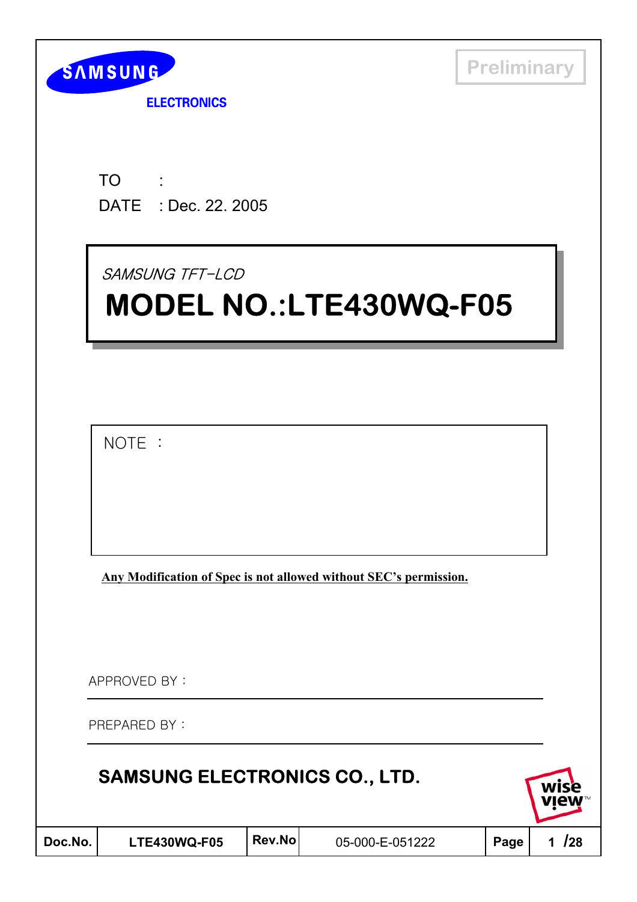SAMSUNG

ELECTRONICS

Preliminary

TO :

DATE : Dec. 22. 2005

*SAMSUNG TFT-LCD*

# MODEL NO.:LTE430WQ-F05

NOTE :

**Any Modification of Spec is not allowed without SEC's permission.**

APPROVED BY :

PREPARED BY :

**SAMSUNG ELECTRONICS CO., LTD.**

wise view™

| Doc.No. | LTE430WQ-F05 | Rev.No | 05-000-E-051222 | Page | 1 /28 |
| --- | --- | --- | --- | --- | --- |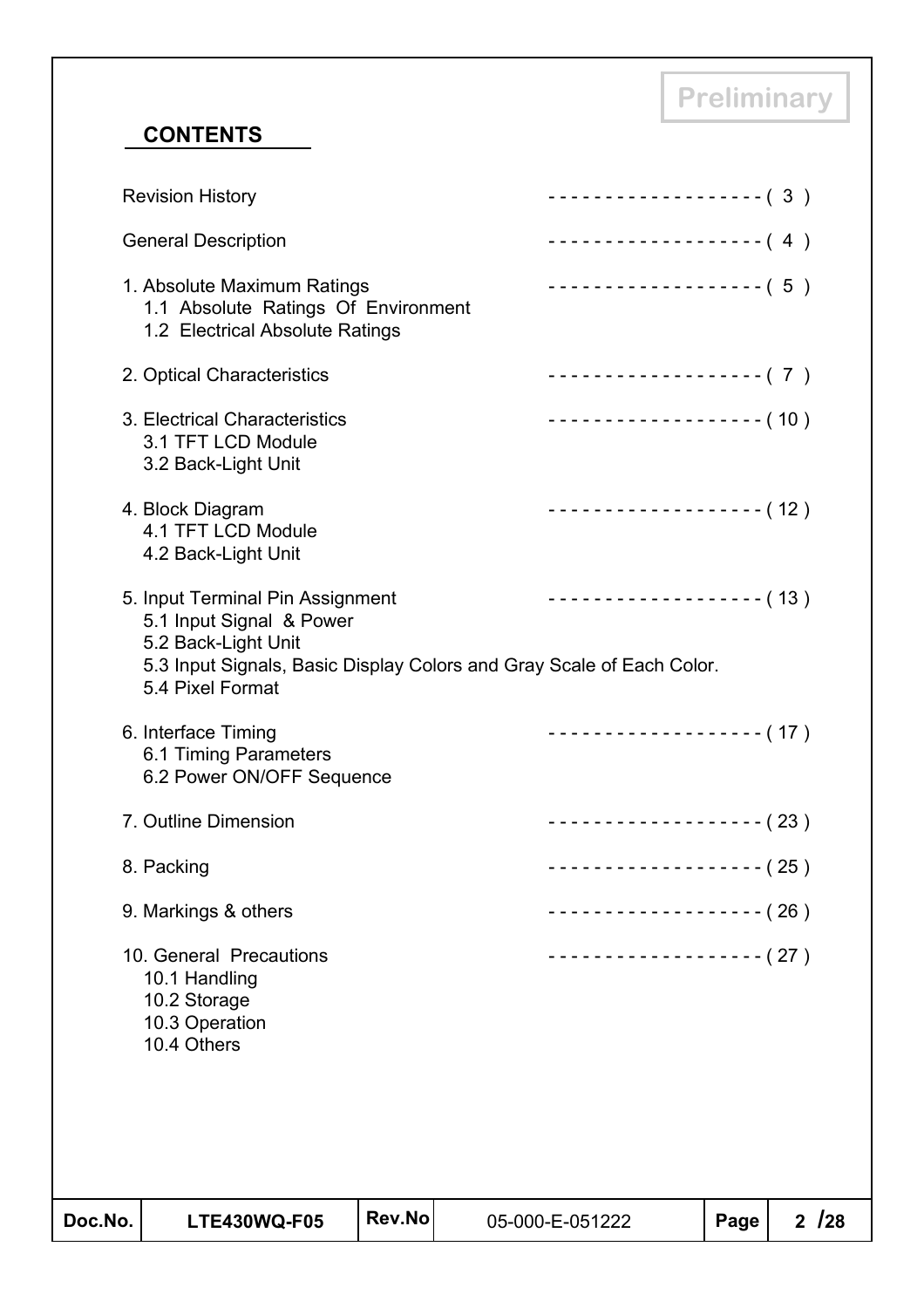Preliminary

## CONTENTS

| | |
|---|---|
| Revision History | ( 3 ) |
| General Description | ( 4 ) |
| 1. Absolute Maximum Ratings<br>1.1 Absolute Ratings Of Environment<br>1.2 Electrical Absolute Ratings | ( 5 ) |
| 2. Optical Characteristics | ( 7 ) |
| 3. Electrical Characteristics<br>3.1 TFT LCD Module<br>3.2 Back-Light Unit | ( 10 ) |
| 4. Block Diagram<br>4.1 TFT LCD Module<br>4.2 Back-Light Unit | ( 12 ) |
| 5. Input Terminal Pin Assignment<br>5.1 Input Signal & Power<br>5.2 Back-Light Unit<br>5.3 Input Signals, Basic Display Colors and Gray Scale of Each Color.<br>5.4 Pixel Format | ( 13 ) |
| 6. Interface Timing<br>6.1 Timing Parameters<br>6.2 Power ON/OFF Sequence | ( 17 ) |
| 7. Outline Dimension | ( 23 ) |
| 8. Packing | ( 25 ) |
| 9. Markings & others | ( 26 ) |
| 10. General Precautions<br>10.1 Handling<br>10.2 Storage<br>10.3 Operation<br>10.4 Others | ( 27 ) |

| Doc.No. | LTE430WQ-F05 | Rev.No | 05-000-E-051222 |
|---|---|---|---|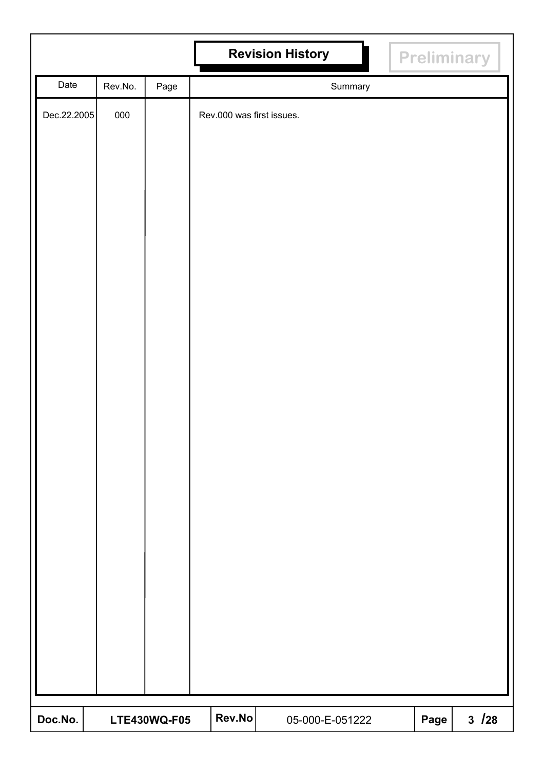# Revision History

Preliminary

| Date | Rev.No. | Page | Summary |
|---|---|---|---|
| Dec.22.2005 | 000 | | Rev.000 was first issues. |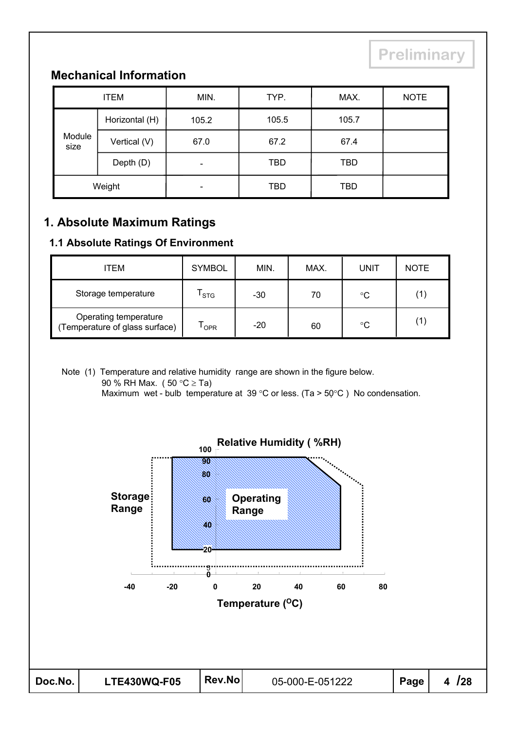Preliminary

## Mechanical Information

| ITEM | | MIN. | TYP. | MAX. | NOTE |
|---|---|---|---|---|---|
| Module size | Horizontal (H) | 105.2 | 105.5 | 105.7 | |
| | Vertical (V) | 67.0 | 67.2 | 67.4 | |
| | Depth (D) | - | TBD | TBD | |
| Weight | | - | TBD | TBD | |

# 1. Absolute Maximum Ratings

## 1.1 Absolute Ratings Of Environment

| ITEM | SYMBOL | MIN. | MAX. | UNIT | NOTE |
|---|---|---|---|---|---|
| Storage temperature | $T_{STG}$ | -30 | 70 | °C | (1) |
| Operating temperature (Temperature of glass surface) | $T_{OPR}$ | -20 | 60 | °C | (1) |

Note (1) Temperature and relative humidity range are shown in the figure below.
90 % RH Max. ( 50 °C ≥ Ta)
Maximum wet - bulb temperature at 39 °C or less. (Ta > 50°C ) No condensation.

Relative Humidity ( %RH)

Storage Range

Operating Range

Temperature (°C)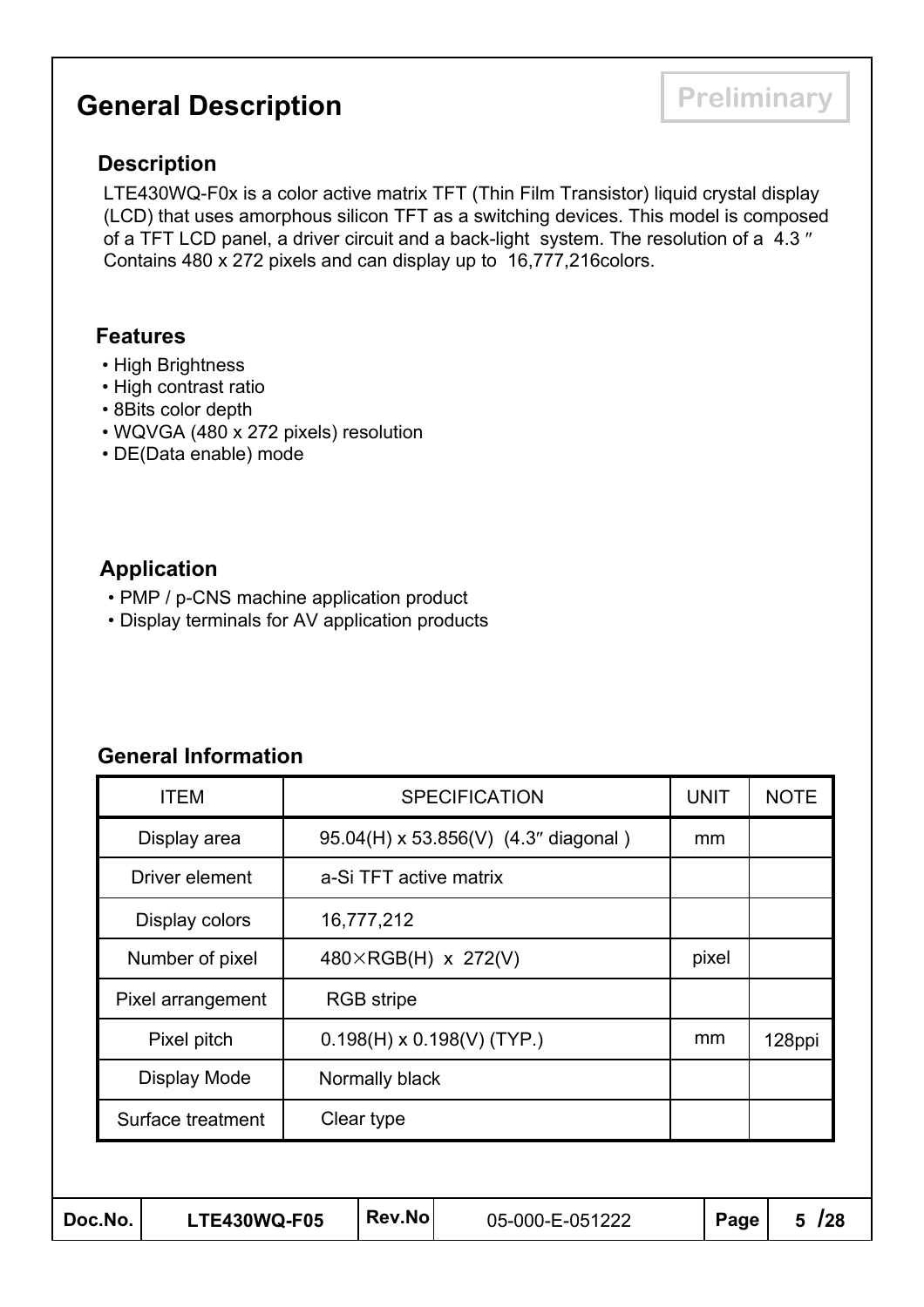# General Description

Preliminary

## Description

LTE430WQ-F0x is a color active matrix TFT (Thin Film Transistor) liquid crystal display (LCD) that uses amorphous silicon TFT as a switching devices. This model is composed of a TFT LCD panel, a driver circuit and a back-light system. The resolution of a 4.3″ Contains 480 x 272 pixels and can display up to 16,777,216colors.

## Features

- High Brightness
- High contrast ratio
- 8Bits color depth
- WQVGA (480 x 272 pixels) resolution
- DE(Data enable) mode

## Application

- PMP / p-CNS machine application product
- Display terminals for AV application products

## General Information

| ITEM | SPECIFICATION | UNIT | NOTE |
|---|---|---|---|
| Display area | 95.04(H) x 53.856(V) (4.3″ diagonal ) | mm | |
| Driver element | a-Si TFT active matrix | | |
| Display colors | 16,777,212 | | |
| Number of pixel | 480×RGB(H) x 272(V) | pixel | |
| Pixel arrangement | RGB stripe | | |
| Pixel pitch | 0.198(H) x 0.198(V) (TYP.) | mm | 128ppi |
| Display Mode | Normally black | | |
| Surface treatment | Clear type | | |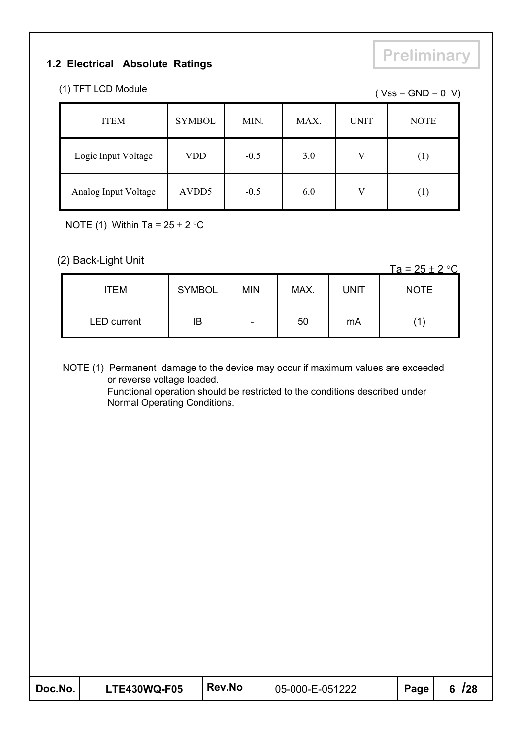Preliminary

## 1.2 Electrical Absolute Ratings

(1) TFT LCD Module

( Vss = GND = 0 V)

| ITEM | SYMBOL | MIN. | MAX. | UNIT | NOTE |
|---|---|---|---|---|---|
| Logic Input Voltage | VDD | -0.5 | 3.0 | V | (1) |
| Analog Input Voltage | AVDD5 | -0.5 | 6.0 | V | (1) |

NOTE (1) Within Ta = 25 ± 2 °C

(2) Back-Light Unit

Ta = 25 ± 2 °C

| ITEM | SYMBOL | MIN. | MAX. | UNIT | NOTE |
|---|---|---|---|---|---|
| LED current | IB | - | 50 | mA | (1) |

NOTE (1) Permanent damage to the device may occur if maximum values are exceeded or reverse voltage loaded.
Functional operation should be restricted to the conditions described under Normal Operating Conditions.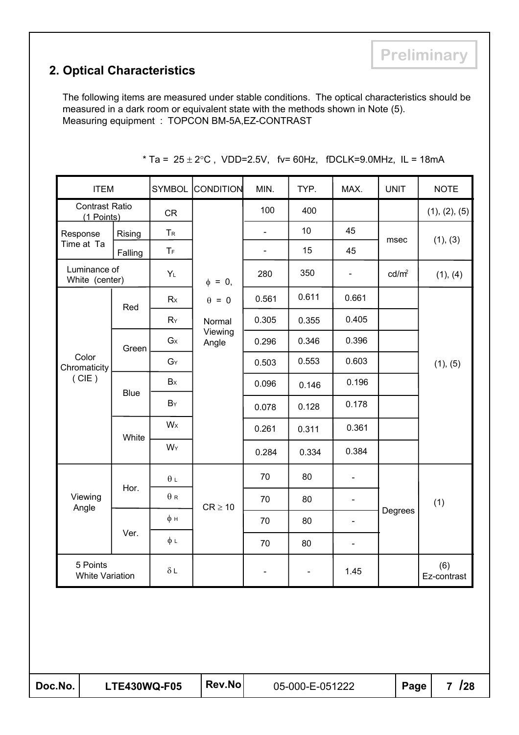Preliminary

## 2. Optical Characteristics

The following items are measured under stable conditions. The optical characteristics should be measured in a dark room or equivalent state with the methods shown in Note (5).
Measuring equipment : TOPCON BM-5A,EZ-CONTRAST

* Ta = 25 ± 2°C , VDD=2.5V, fv= 60Hz, fDCLK=9.0MHz, IL = 18mA

| ITEM | | SYMBOL | CONDITION | MIN. | TYP. | MAX. | UNIT | NOTE |
|---|---|---|---|---|---|---|---|---|
| Contrast Ratio (1 Points) | | CR | $\phi$ = 0, $\theta$ = 0 Normal Viewing Angle | 100 | 400 | | | (1), (2), (5) |
| Response Time at Ta | Rising | $T_R$ | | - | 10 | 45 | msec | (1), (3) |
| | Falling | $T_F$ | | - | 15 | 45 | | |
| Luminance of White (center) | | $Y_L$ | | 280 | 350 | - | cd/m² | (1), (4) |
| Color Chromaticity ( CIE ) | Red | $R_X$ | | 0.561 | 0.611 | 0.661 | | (1), (5) |
| | | $R_Y$ | | 0.305 | 0.355 | 0.405 | | |
| | Green | $G_X$ | | 0.296 | 0.346 | 0.396 | | |
| | | $G_Y$ | | 0.503 | 0.553 | 0.603 | | |
| | Blue | $B_X$ | | 0.096 | 0.146 | 0.196 | | |
| | | $B_Y$ | | 0.078 | 0.128 | 0.178 | | |
| | White | $W_X$ | | 0.261 | 0.311 | 0.361 | | |
| | | $W_Y$ | | 0.284 | 0.334 | 0.384 | | |
| Viewing Angle | Hor. | $\theta_L$ | CR ≥ 10 | 70 | 80 | - | Degrees | (1) |
| | | $\theta_R$ | | 70 | 80 | - | | |
| | Ver. | $\phi_H$ | | 70 | 80 | - | | |
| | | $\phi_L$ | | 70 | 80 | - | | |
| 5 Points White Variation | | $\delta_L$ | | - | - | 1.45 | | (6) Ez-contrast |

| Doc.No. | LTE430WQ-F05 | Rev.No | 05-000-E-051222 |
|---|---|---|---|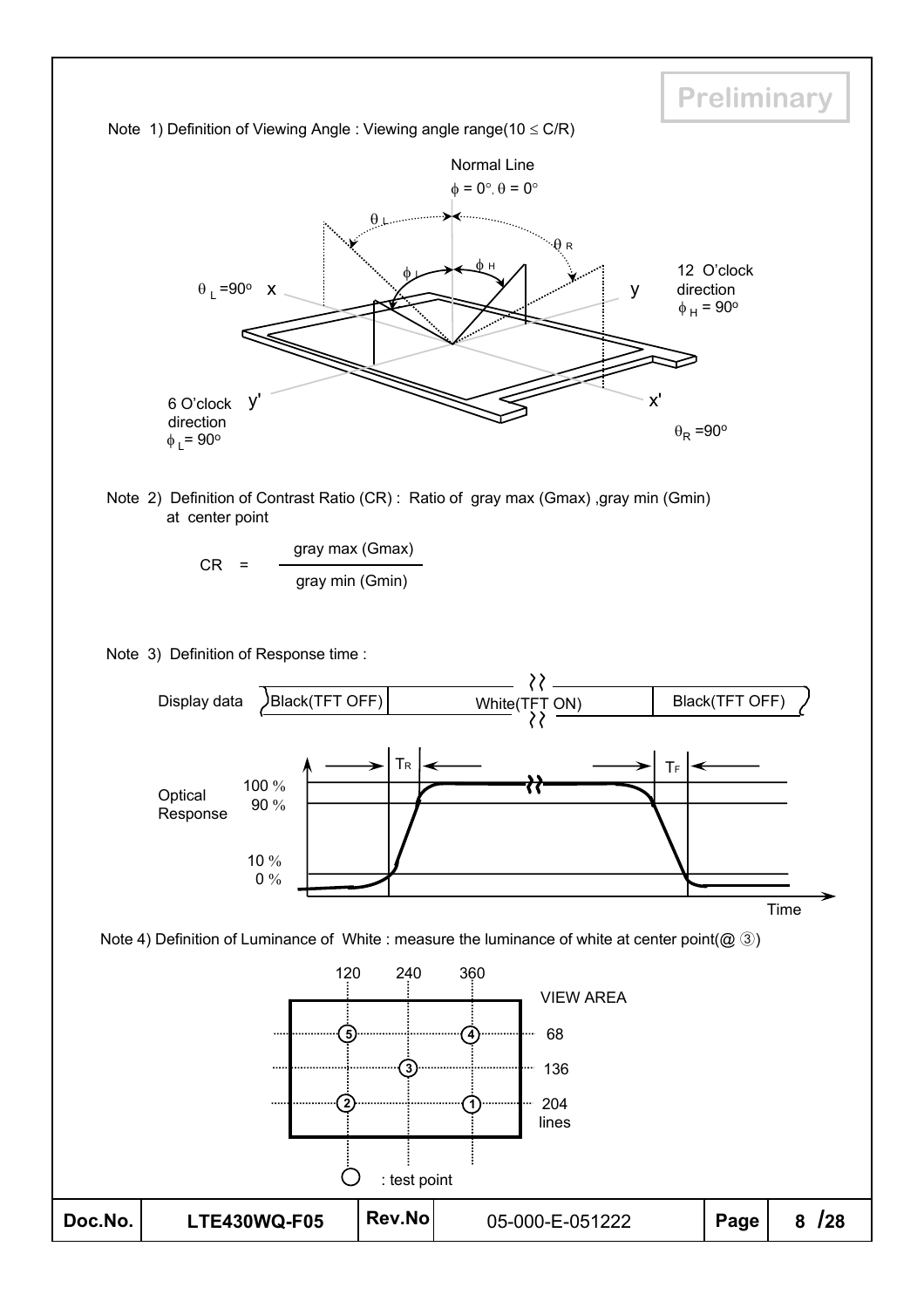Preliminary

Note 1) Definition of Viewing Angle : Viewing angle range($10 \leq C/R$)

Normal Line

$\phi = 0°, \theta = 0°$

$\theta_L$ $\theta_R$ $\phi_L$ $\phi_H$

$\theta_L = 90°$ x y

12 O'clock direction $\phi_H = 90°$

6 O'clock direction $\phi_L = 90°$ y' x'

$\theta_R = 90°$

Note 2) Definition of Contrast Ratio (CR) : Ratio of gray max (Gmax) ,gray min (Gmin) at center point

$$CR = \frac{\text{gray max (Gmax)}}{\text{gray min (Gmin)}}$$

Note 3) Definition of Response time :

Display data: Black(TFT OFF) | White(TFT ON) | Black(TFT OFF)

Optical Response: 100 %, 90 %, 10 %, 0 %

$T_R$ $T_F$

Time

Note 4) Definition of Luminance of White : measure the luminance of white at center point(@ ③)

| | 120 | 240 | 360 | |
|---|---|---|---|---|
| 68 | ⑤ | | ④ | |
| 136 | | ③ | | |
| 204 lines | ② | | ① | |

VIEW AREA

○ : test point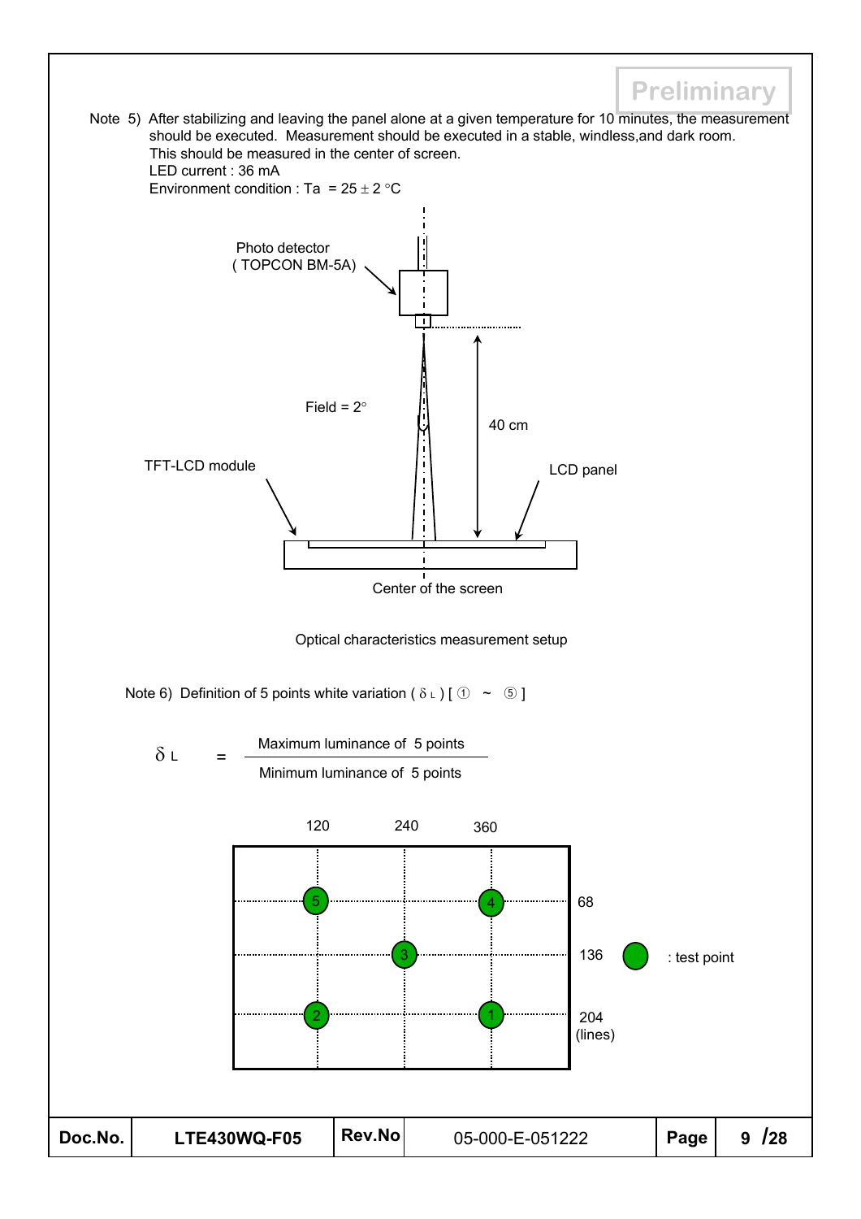Preliminary

Note 5) After stabilizing and leaving the panel alone at a given temperature for 10 minutes, the measurement should be executed. Measurement should be executed in a stable, windless,and dark room.
This should be measured in the center of screen.
LED current : 36 mA
Environment condition : Ta = 25 ± 2 °C

Photo detector (TOPCON BM-5A)

Field = 2°

40 cm

TFT-LCD module

LCD panel

Center of the screen

Optical characteristics measurement setup

Note 6) Definition of 5 points white variation ( $\delta_L$ ) [ ① ~ ⑤ ]

$$\delta_L = \frac{\text{Maximum luminance of 5 points}}{\text{Minimum luminance of 5 points}}$$

| | 120 | 240 | 360 | |
|---|---|---|---|---|
| 68 | ⑤ | | ④ | |
| 136 | | ③ | | |
| 204 (lines) | ② | | ① | |

● : test point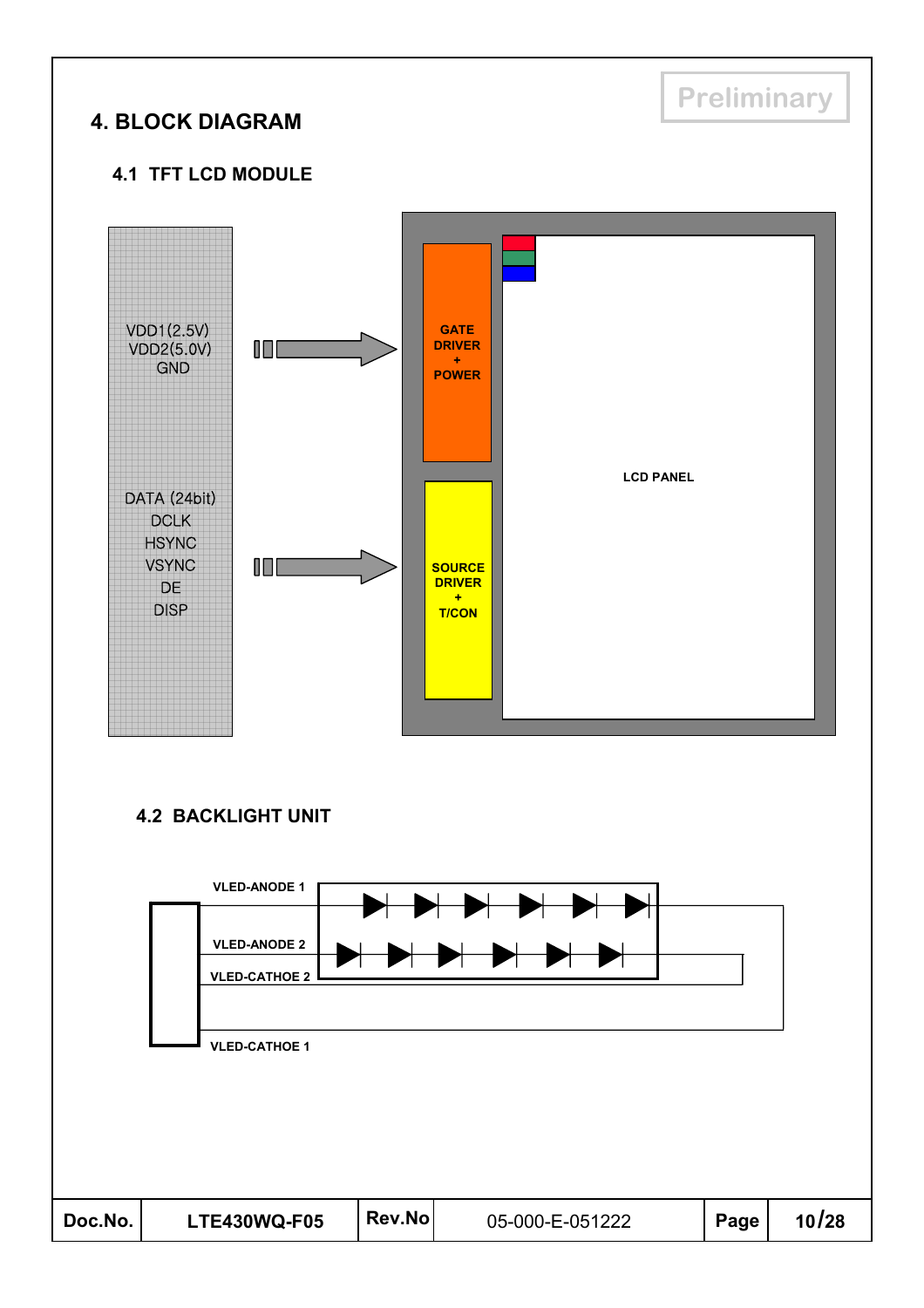# 4. BLOCK DIAGRAM

## 4.1 TFT LCD MODULE

VDD1(2.5V)
VDD2(5.0V)
GND

DATA (24bit)
DCLK
HSYNC
VSYNC
DE
DISP

GATE DRIVER + POWER

SOURCE DRIVER + T/CON

LCD PANEL

## 4.2 BACKLIGHT UNIT

VLED-ANODE 1

VLED-ANODE 2

VLED-CATHOE 2

VLED-CATHOE 1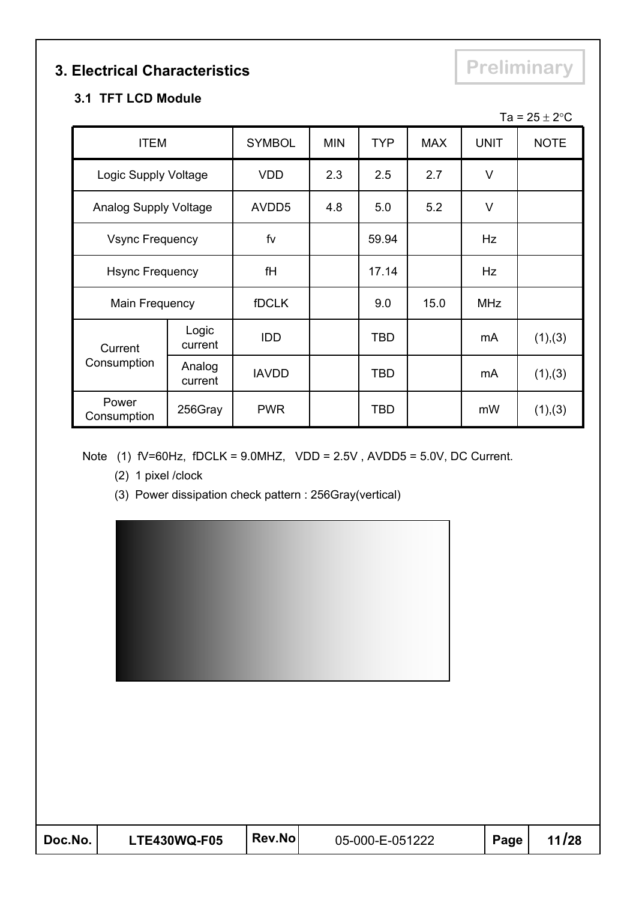# 3. Electrical Characteristics

Preliminary

## 3.1 TFT LCD Module

Ta = 25 ± 2°C

| ITEM | | SYMBOL | MIN | TYP | MAX | UNIT | NOTE |
|---|---|---|---|---|---|---|---|
| Logic Supply Voltage | | VDD | 2.3 | 2.5 | 2.7 | V | |
| Analog Supply Voltage | | AVDD5 | 4.8 | 5.0 | 5.2 | V | |
| Vsync Frequency | | fv | | 59.94 | | Hz | |
| Hsync Frequency | | fH | | 17.14 | | Hz | |
| Main Frequency | | fDCLK | | 9.0 | 15.0 | MHz | |
| Current Consumption | Logic current | IDD | | TBD | | mA | (1),(3) |
| | Analog current | IAVDD | | TBD | | mA | (1),(3) |
| Power Consumption | 256Gray | PWR | | TBD | | mW | (1),(3) |

Note (1) fV=60Hz, fDCLK = 9.0MHZ, VDD = 2.5V , AVDD5 = 5.0V, DC Current.

(2) 1 pixel /clock

(3) Power dissipation check pattern : 256Gray(vertical)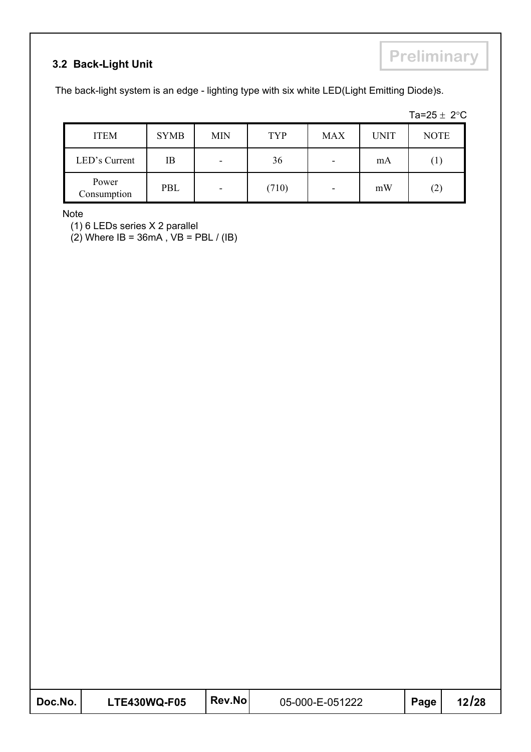Preliminary

### 3.2 Back-Light Unit

The back-light system is an edge - lighting type with six white LED(Light Emitting Diode)s.

Ta=25 ± 2°C

| ITEM | SYMB | MIN | TYP | MAX | UNIT | NOTE |
|---|---|---|---|---|---|---|
| LED's Current | IB | - | 36 | - | mA | (1) |
| Power Consumption | PBL | - | (710) | - | mW | (2) |

Note

(1) 6 LEDs series X 2 parallel

(2) Where IB = 36mA , VB = PBL / (IB)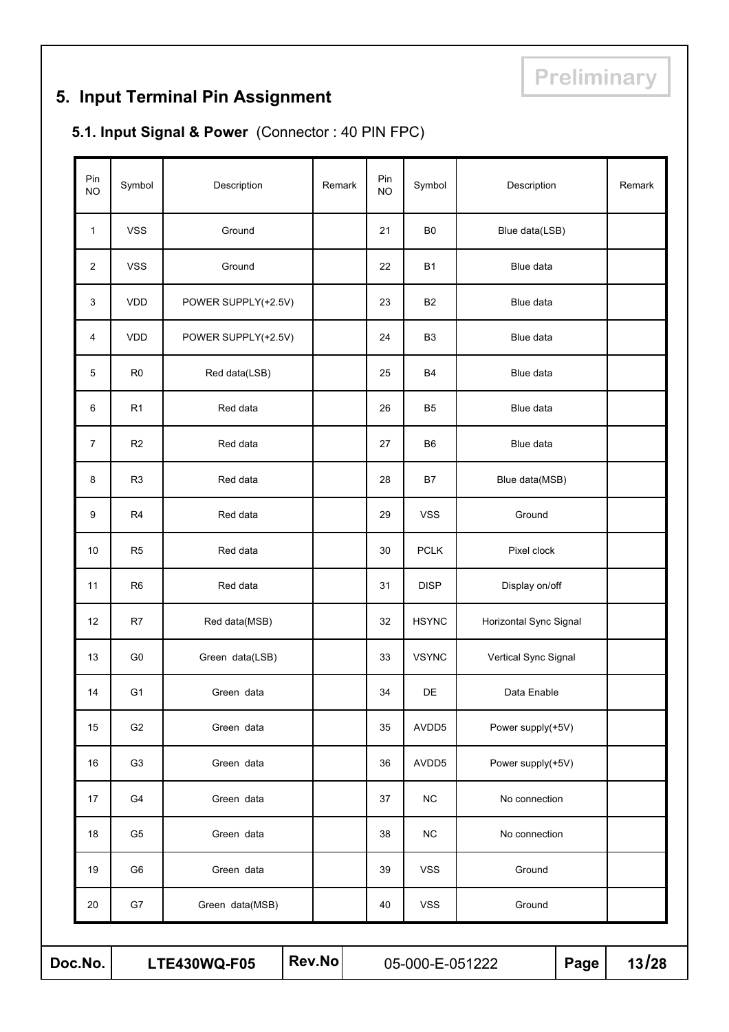Preliminary

# 5. Input Terminal Pin Assignment

## 5.1. Input Signal & Power (Connector : 40 PIN FPC)

| Pin NO | Symbol | Description | Remark | Pin NO | Symbol | Description | Remark |
|---|---|---|---|---|---|---|---|
| 1 | VSS | Ground | | 21 | B0 | Blue data(LSB) | |
| 2 | VSS | Ground | | 22 | B1 | Blue data | |
| 3 | VDD | POWER SUPPLY(+2.5V) | | 23 | B2 | Blue data | |
| 4 | VDD | POWER SUPPLY(+2.5V) | | 24 | B3 | Blue data | |
| 5 | R0 | Red data(LSB) | | 25 | B4 | Blue data | |
| 6 | R1 | Red data | | 26 | B5 | Blue data | |
| 7 | R2 | Red data | | 27 | B6 | Blue data | |
| 8 | R3 | Red data | | 28 | B7 | Blue data(MSB) | |
| 9 | R4 | Red data | | 29 | VSS | Ground | |
| 10 | R5 | Red data | | 30 | PCLK | Pixel clock | |
| 11 | R6 | Red data | | 31 | DISP | Display on/off | |
| 12 | R7 | Red data(MSB) | | 32 | HSYNC | Horizontal Sync Signal | |
| 13 | G0 | Green data(LSB) | | 33 | VSYNC | Vertical Sync Signal | |
| 14 | G1 | Green data | | 34 | DE | Data Enable | |
| 15 | G2 | Green data | | 35 | AVDD5 | Power supply(+5V) | |
| 16 | G3 | Green data | | 36 | AVDD5 | Power supply(+5V) | |
| 17 | G4 | Green data | | 37 | NC | No connection | |
| 18 | G5 | Green data | | 38 | NC | No connection | |
| 19 | G6 | Green data | | 39 | VSS | Ground | |
| 20 | G7 | Green data(MSB) | | 40 | VSS | Ground | |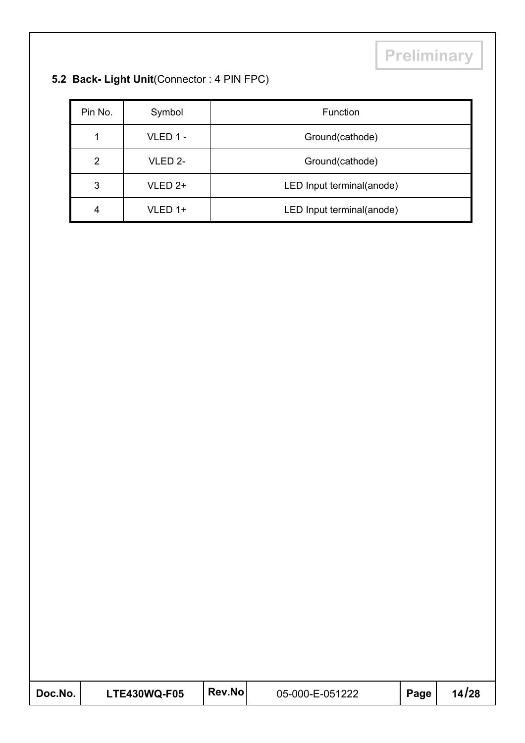### 5.2 **Back- Light Unit**(Connector : 4 PIN FPC)

| Pin No. | Symbol | Function |
|---|---|---|
| 1 | VLED 1 - | Ground(cathode) |
| 2 | VLED 2- | Ground(cathode) |
| 3 | VLED 2+ | LED Input terminal(anode) |
| 4 | VLED 1+ | LED Input terminal(anode) |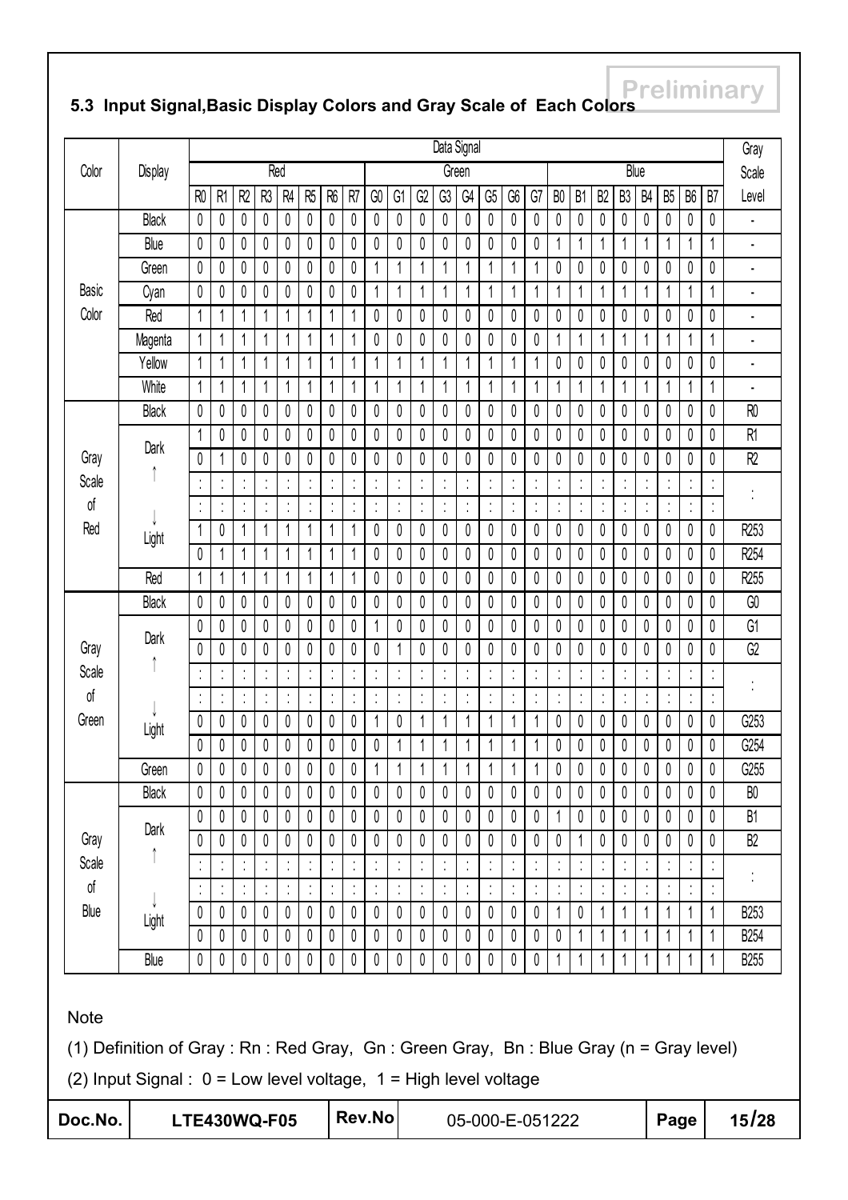Preliminary

## 5.3 Input Signal,Basic Display Colors and Gray Scale of Each Colors

| Color | Display | Data Signal | | | | | | | | | | | | | | | | | | | | | | | | Gray Scale |
|---|---|---|---|---|---|---|---|---|---|---|---|---|---|---|---|---|---|---|---|---|---|---|---|---|---|---|
| | | Red | | | | | | | | Green | | | | | | | | Blue | | | | | | | | Level |
| | | R0 | R1 | R2 | R3 | R4 | R5 | R6 | R7 | G0 | G1 | G2 | G3 | G4 | G5 | G6 | G7 | B0 | B1 | B2 | B3 | B4 | B5 | B6 | B7 | |
| Basic Color | Black | 0 | 0 | 0 | 0 | 0 | 0 | 0 | 0 | 0 | 0 | 0 | 0 | 0 | 0 | 0 | 0 | 0 | 0 | 0 | 0 | 0 | 0 | 0 | 0 | - |
| | Blue | 0 | 0 | 0 | 0 | 0 | 0 | 0 | 0 | 0 | 0 | 0 | 0 | 0 | 0 | 0 | 0 | 1 | 1 | 1 | 1 | 1 | 1 | 1 | 1 | - |
| | Green | 0 | 0 | 0 | 0 | 0 | 0 | 0 | 0 | 1 | 1 | 1 | 1 | 1 | 1 | 1 | 1 | 0 | 0 | 0 | 0 | 0 | 0 | 0 | 0 | - |
| | Cyan | 0 | 0 | 0 | 0 | 0 | 0 | 0 | 0 | 1 | 1 | 1 | 1 | 1 | 1 | 1 | 1 | 1 | 1 | 1 | 1 | 1 | 1 | 1 | 1 | - |
| | Red | 1 | 1 | 1 | 1 | 1 | 1 | 1 | 1 | 0 | 0 | 0 | 0 | 0 | 0 | 0 | 0 | 0 | 0 | 0 | 0 | 0 | 0 | 0 | 0 | - |
| | Magenta | 1 | 1 | 1 | 1 | 1 | 1 | 1 | 1 | 0 | 0 | 0 | 0 | 0 | 0 | 0 | 0 | 1 | 1 | 1 | 1 | 1 | 1 | 1 | 1 | - |
| | Yellow | 1 | 1 | 1 | 1 | 1 | 1 | 1 | 1 | 1 | 1 | 1 | 1 | 1 | 1 | 1 | 1 | 0 | 0 | 0 | 0 | 0 | 0 | 0 | 0 | - |
| | White | 1 | 1 | 1 | 1 | 1 | 1 | 1 | 1 | 1 | 1 | 1 | 1 | 1 | 1 | 1 | 1 | 1 | 1 | 1 | 1 | 1 | 1 | 1 | 1 | - |
| Gray Scale of Red | Black | 0 | 0 | 0 | 0 | 0 | 0 | 0 | 0 | 0 | 0 | 0 | 0 | 0 | 0 | 0 | 0 | 0 | 0 | 0 | 0 | 0 | 0 | 0 | 0 | R0 |
| | Dark | 1 | 0 | 0 | 0 | 0 | 0 | 0 | 0 | 0 | 0 | 0 | 0 | 0 | 0 | 0 | 0 | 0 | 0 | 0 | 0 | 0 | 0 | 0 | 0 | R1 |
| | ↑ | 0 | 1 | 0 | 0 | 0 | 0 | 0 | 0 | 0 | 0 | 0 | 0 | 0 | 0 | 0 | 0 | 0 | 0 | 0 | 0 | 0 | 0 | 0 | 0 | R2 |
| | | : | : | : | : | : | : | : | : | : | : | : | : | : | : | : | : | : | : | : | : | : | : | : | : | : |
| | ↓ | : | : | : | : | : | : | : | : | : | : | : | : | : | : | : | : | : | : | : | : | : | : | : | : | |
| | Light | 1 | 0 | 1 | 1 | 1 | 1 | 1 | 1 | 0 | 0 | 0 | 0 | 0 | 0 | 0 | 0 | 0 | 0 | 0 | 0 | 0 | 0 | 0 | 0 | R253 |
| | | 0 | 1 | 1 | 1 | 1 | 1 | 1 | 1 | 0 | 0 | 0 | 0 | 0 | 0 | 0 | 0 | 0 | 0 | 0 | 0 | 0 | 0 | 0 | 0 | R254 |
| | Red | 1 | 1 | 1 | 1 | 1 | 1 | 1 | 1 | 0 | 0 | 0 | 0 | 0 | 0 | 0 | 0 | 0 | 0 | 0 | 0 | 0 | 0 | 0 | 0 | R255 |
| Gray Scale of Green | Black | 0 | 0 | 0 | 0 | 0 | 0 | 0 | 0 | 0 | 0 | 0 | 0 | 0 | 0 | 0 | 0 | 0 | 0 | 0 | 0 | 0 | 0 | 0 | 0 | G0 |
| | Dark | 0 | 0 | 0 | 0 | 0 | 0 | 0 | 0 | 1 | 0 | 0 | 0 | 0 | 0 | 0 | 0 | 0 | 0 | 0 | 0 | 0 | 0 | 0 | 0 | G1 |
| | ↑ | 0 | 0 | 0 | 0 | 0 | 0 | 0 | 0 | 0 | 1 | 0 | 0 | 0 | 0 | 0 | 0 | 0 | 0 | 0 | 0 | 0 | 0 | 0 | 0 | G2 |
| | | : | : | : | : | : | : | : | : | : | : | : | : | : | : | : | : | : | : | : | : | : | : | : | : | : |
| | ↓ | : | : | : | : | : | : | : | : | : | : | : | : | : | : | : | : | : | : | : | : | : | : | : | : | |
| | Light | 0 | 0 | 0 | 0 | 0 | 0 | 0 | 0 | 1 | 0 | 1 | 1 | 1 | 1 | 1 | 1 | 0 | 0 | 0 | 0 | 0 | 0 | 0 | 0 | G253 |
| | | 0 | 0 | 0 | 0 | 0 | 0 | 0 | 0 | 0 | 1 | 1 | 1 | 1 | 1 | 1 | 1 | 0 | 0 | 0 | 0 | 0 | 0 | 0 | 0 | G254 |
| | Green | 0 | 0 | 0 | 0 | 0 | 0 | 0 | 0 | 1 | 1 | 1 | 1 | 1 | 1 | 1 | 1 | 0 | 0 | 0 | 0 | 0 | 0 | 0 | 0 | G255 |
| Gray Scale of Blue | Black | 0 | 0 | 0 | 0 | 0 | 0 | 0 | 0 | 0 | 0 | 0 | 0 | 0 | 0 | 0 | 0 | 0 | 0 | 0 | 0 | 0 | 0 | 0 | 0 | B0 |
| | Dark | 0 | 0 | 0 | 0 | 0 | 0 | 0 | 0 | 0 | 0 | 0 | 0 | 0 | 0 | 0 | 0 | 1 | 0 | 0 | 0 | 0 | 0 | 0 | 0 | B1 |
| | ↑ | 0 | 0 | 0 | 0 | 0 | 0 | 0 | 0 | 0 | 0 | 0 | 0 | 0 | 0 | 0 | 0 | 0 | 1 | 0 | 0 | 0 | 0 | 0 | 0 | B2 |
| | | : | : | : | : | : | : | : | : | : | : | : | : | : | : | : | : | : | : | : | : | : | : | : | : | : |
| | ↓ | : | : | : | : | : | : | : | : | : | : | : | : | : | : | : | : | : | : | : | : | : | : | : | : | |
| | Light | 0 | 0 | 0 | 0 | 0 | 0 | 0 | 0 | 0 | 0 | 0 | 0 | 0 | 0 | 0 | 0 | 1 | 0 | 1 | 1 | 1 | 1 | 1 | 1 | B253 |
| | | 0 | 0 | 0 | 0 | 0 | 0 | 0 | 0 | 0 | 0 | 0 | 0 | 0 | 0 | 0 | 0 | 0 | 1 | 1 | 1 | 1 | 1 | 1 | 1 | B254 |
| | Blue | 0 | 0 | 0 | 0 | 0 | 0 | 0 | 0 | 0 | 0 | 0 | 0 | 0 | 0 | 0 | 0 | 1 | 1 | 1 | 1 | 1 | 1 | 1 | 1 | B255 |

Note

(1) Definition of Gray : Rn : Red Gray, Gn : Green Gray, Bn : Blue Gray (n = Gray level)

(2) Input Signal : 0 = Low level voltage, 1 = High level voltage

| Doc.No. | LTE430WQ-F05 | Rev.No | 05-000-E-051222 | Page | 15/28 |
|---|---|---|---|---|---|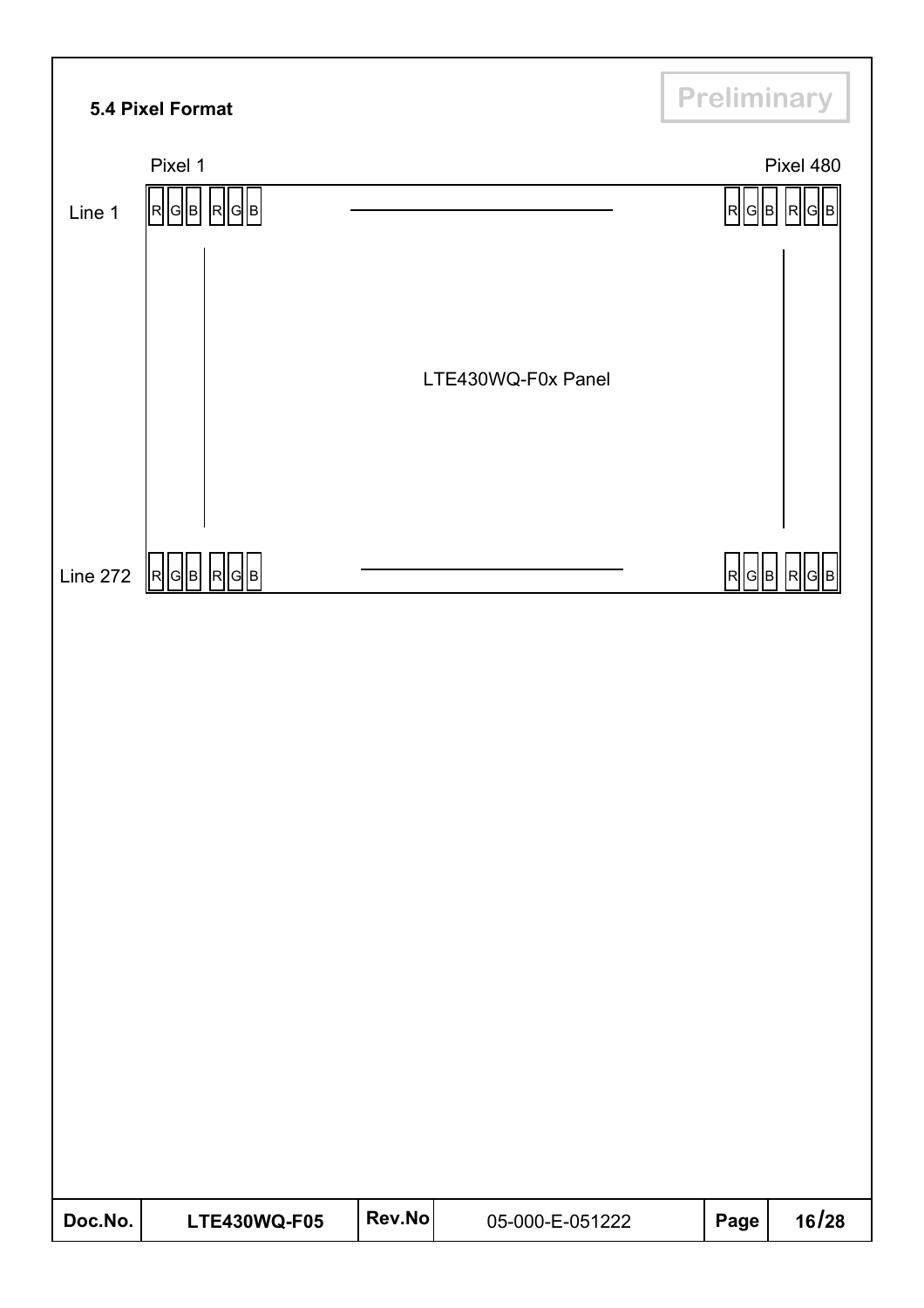### 5.4 Pixel Format

Preliminary

| | Pixel 1 | | Pixel 480 |
|---|---|---|---|
| Line 1 | R G B R G B | | R G B R G B |
| | | LTE430WQ-F0x Panel | |
| Line 272 | R G B R G B | | R G B R G B |

| Doc.No. | LTE430WQ-F05 | Rev.No | 05-000-E-051222 | Page | 16/28 |
|---|---|---|---|---|---|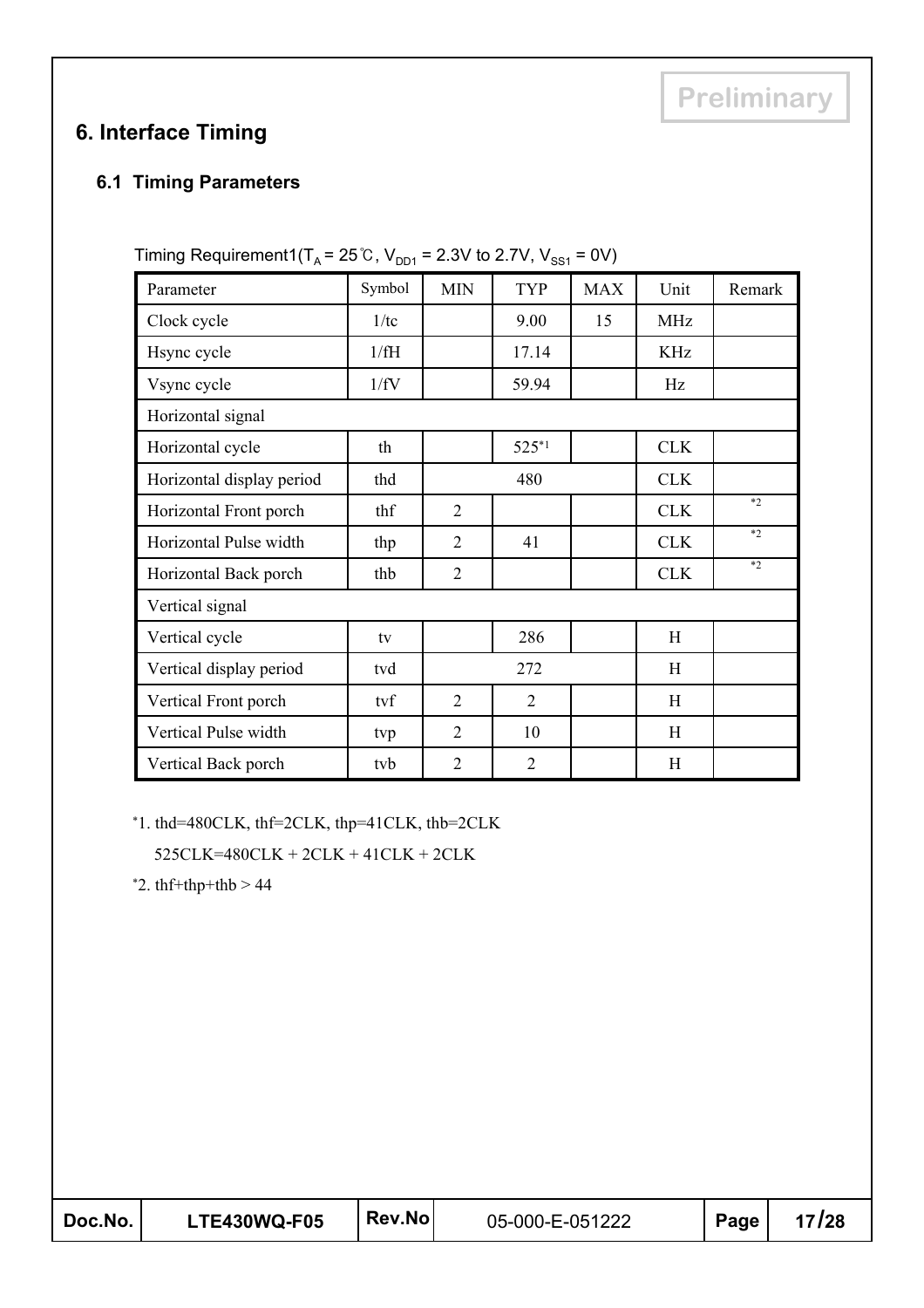Preliminary

# 6. Interface Timing

## 6.1 Timing Parameters

Timing Requirement1($T_A$ = 25℃, $V_{DD1}$ = 2.3V to 2.7V, $V_{SS1}$ = 0V)

| Parameter | Symbol | MIN | TYP | MAX | Unit | Remark |
|---|---|---|---|---|---|---|
| Clock cycle | 1/tc | | 9.00 | 15 | MHz | |
| Hsync cycle | 1/fH | | 17.14 | | KHz | |
| Vsync cycle | 1/fV | | 59.94 | | Hz | |
| Horizontal signal | | | | | | |
| Horizontal cycle | th | | 525*1 | | CLK | |
| Horizontal display period | thd | | 480 | | CLK | |
| Horizontal Front porch | thf | 2 | | | CLK | *2 |
| Horizontal Pulse width | thp | 2 | 41 | | CLK | *2 |
| Horizontal Back porch | thb | 2 | | | CLK | *2 |
| Vertical signal | | | | | | |
| Vertical cycle | tv | | 286 | | H | |
| Vertical display period | tvd | | 272 | | H | |
| Vertical Front porch | tvf | 2 | 2 | | H | |
| Vertical Pulse width | tvp | 2 | 10 | | H | |
| Vertical Back porch | tvb | 2 | 2 | | H | |

*1. thd=480CLK, thf=2CLK, thp=41CLK, thb=2CLK

525CLK=480CLK + 2CLK + 41CLK + 2CLK

*2. thf+thp+thb > 44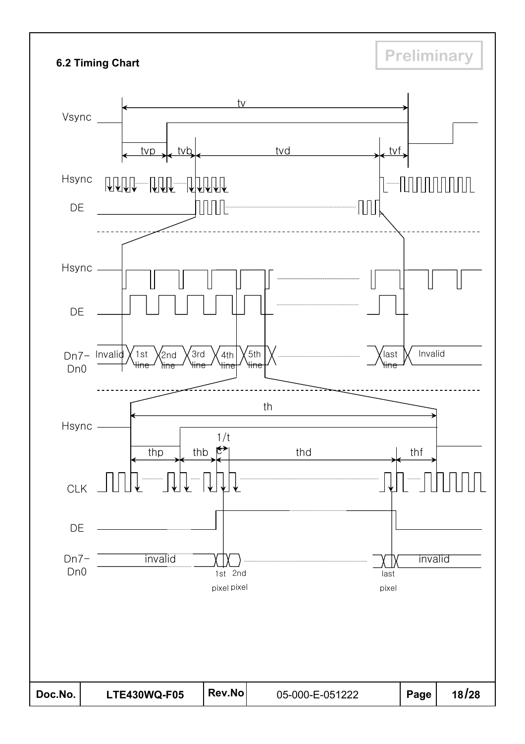### 6.2 Timing Chart

Preliminary

Vsync
tv
tvp tvb tvd tvf

Hsync

DE

Hsync

DE

Dn7– Dn0
Invalid 1st line 2nd line 3rd line 4th line 5th line last line Invalid

th

Hsync
thp thb 1/tc thd thf

CLK

DE

Dn7– Dn0
invalid 1st pixel 2nd pixel last pixel invalid

| Doc.No. | LTE430WQ-F05 | Rev.No | 05-000-E-051222 | Page | 18/28 |
|---|---|---|---|---|---|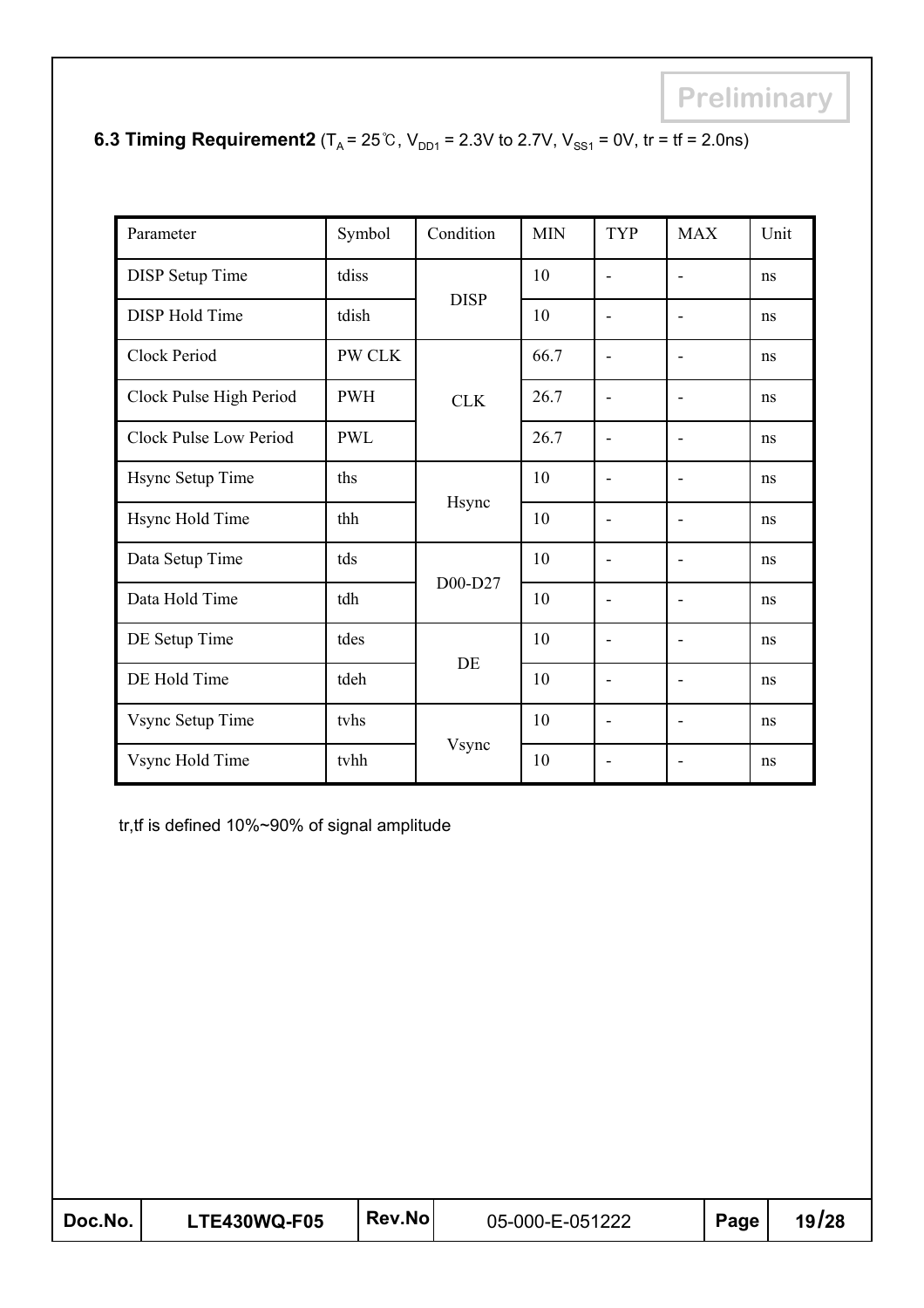Preliminary

### 6.3 Timing Requirement2 ($T_A$ = 25℃, $V_{DD1}$ = 2.3V to 2.7V, $V_{SS1}$ = 0V, tr = tf = 2.0ns)

| Parameter | Symbol | Condition | MIN | TYP | MAX | Unit |
|---|---|---|---|---|---|---|
| DISP Setup Time | tdiss | DISP | 10 | - | - | ns |
| DISP Hold Time | tdish | | 10 | - | - | ns |
| Clock Period | PW CLK | CLK | 66.7 | - | - | ns |
| Clock Pulse High Period | PWH | | 26.7 | - | - | ns |
| Clock Pulse Low Period | PWL | | 26.7 | - | - | ns |
| Hsync Setup Time | ths | Hsync | 10 | - | - | ns |
| Hsync Hold Time | thh | | 10 | - | - | ns |
| Data Setup Time | tds | D00-D27 | 10 | - | - | ns |
| Data Hold Time | tdh | | 10 | - | - | ns |
| DE Setup Time | tdes | DE | 10 | - | - | ns |
| DE Hold Time | tdeh | | 10 | - | - | ns |
| Vsync Setup Time | tvhs | Vsync | 10 | - | - | ns |
| Vsync Hold Time | tvhh | | 10 | - | - | ns |

tr,tf is defined 10%~90% of signal amplitude

| Doc.No. | LTE430WQ-F05 | Rev.No | 05-000-E-051222 | Page | 19/28 |
|---|---|---|---|---|---|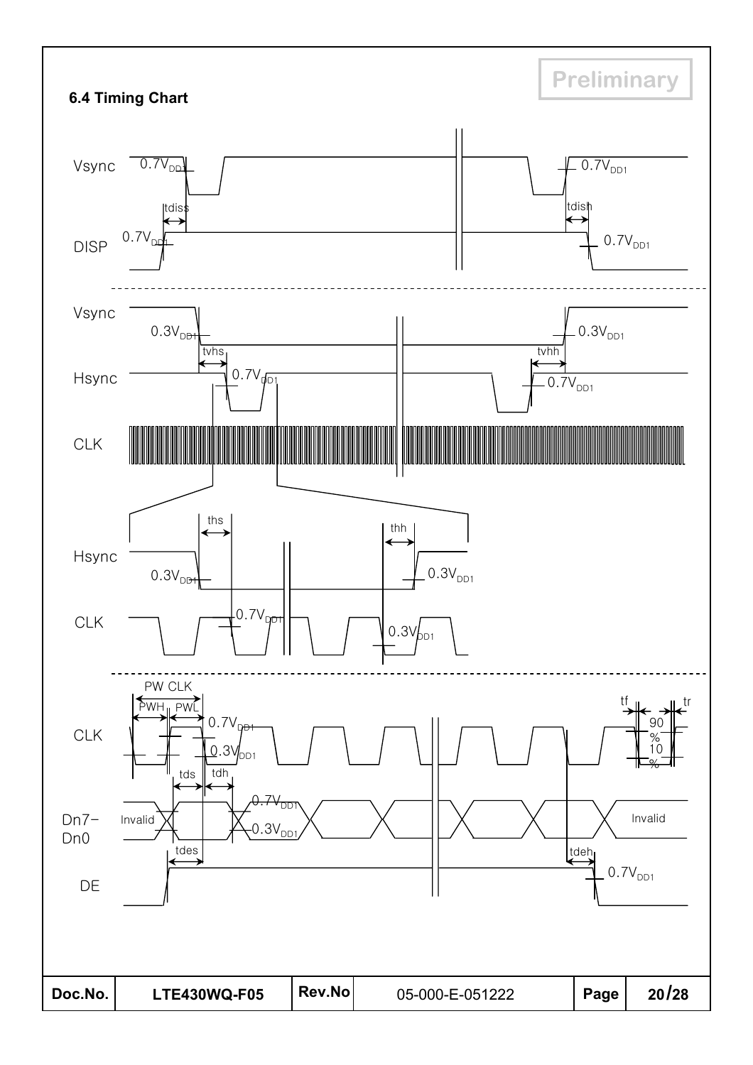### 6.4 Timing Chart

Preliminary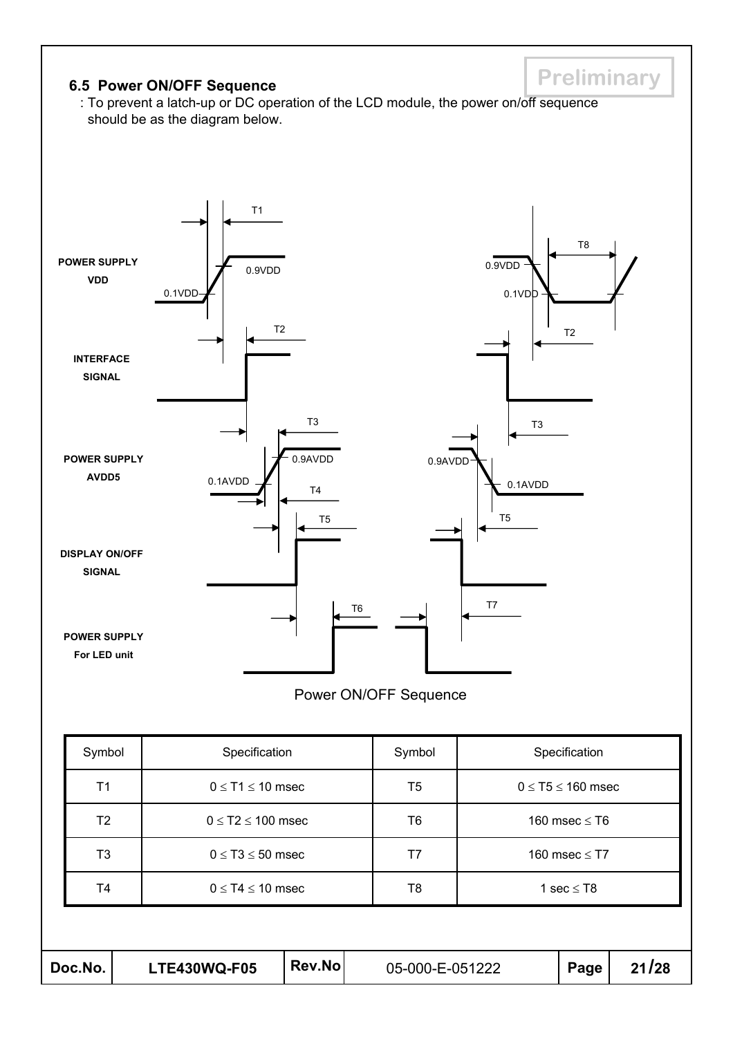### 6.5 Power ON/OFF Sequence

: To prevent a latch-up or DC operation of the LCD module, the power on/off sequence should be as the diagram below.

Power ON/OFF Sequence

| Symbol | Specification | Symbol | Specification |
|---|---|---|---|
| T1 | 0 ≤ T1 ≤ 10 msec | T5 | 0 ≤ T5 ≤ 160 msec |
| T2 | 0 ≤ T2 ≤ 100 msec | T6 | 160 msec ≤ T6 |
| T3 | 0 ≤ T3 ≤ 50 msec | T7 | 160 msec ≤ T7 |
| T4 | 0 ≤ T4 ≤ 10 msec | T8 | 1 sec ≤ T8 |

| Doc.No. | LTE430WQ-F05 | Rev.No | 05-000-E-051222 |
|---|---|---|---|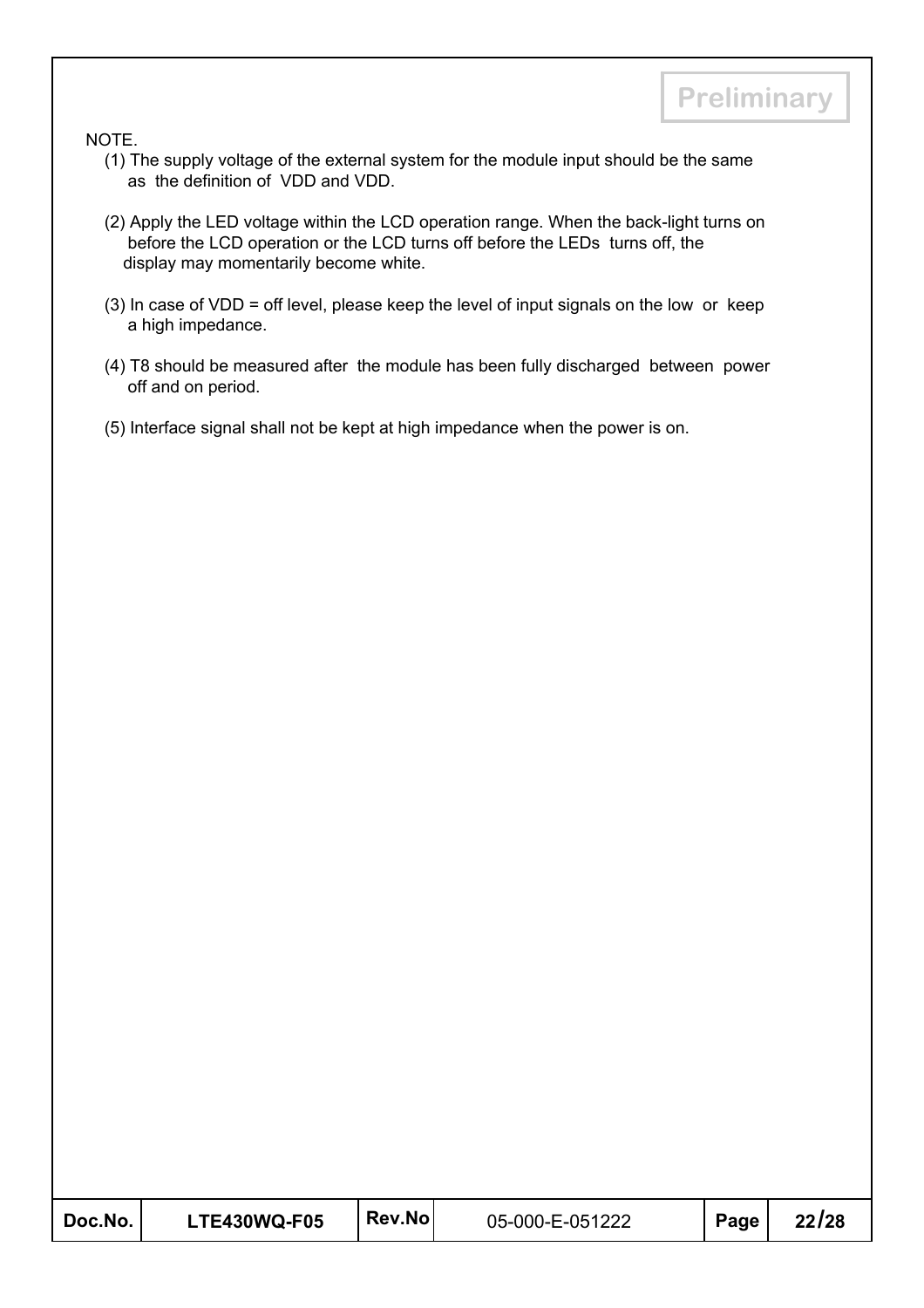NOTE.

(1) The supply voltage of the external system for the module input should be the same as the definition of VDD and VDD.

(2) Apply the LED voltage within the LCD operation range. When the back-light turns on before the LCD operation or the LCD turns off before the LEDs turns off, the display may momentarily become white.

(3) In case of VDD = off level, please keep the level of input signals on the low or keep a high impedance.

(4) T8 should be measured after the module has been fully discharged between power off and on period.

(5) Interface signal shall not be kept at high impedance when the power is on.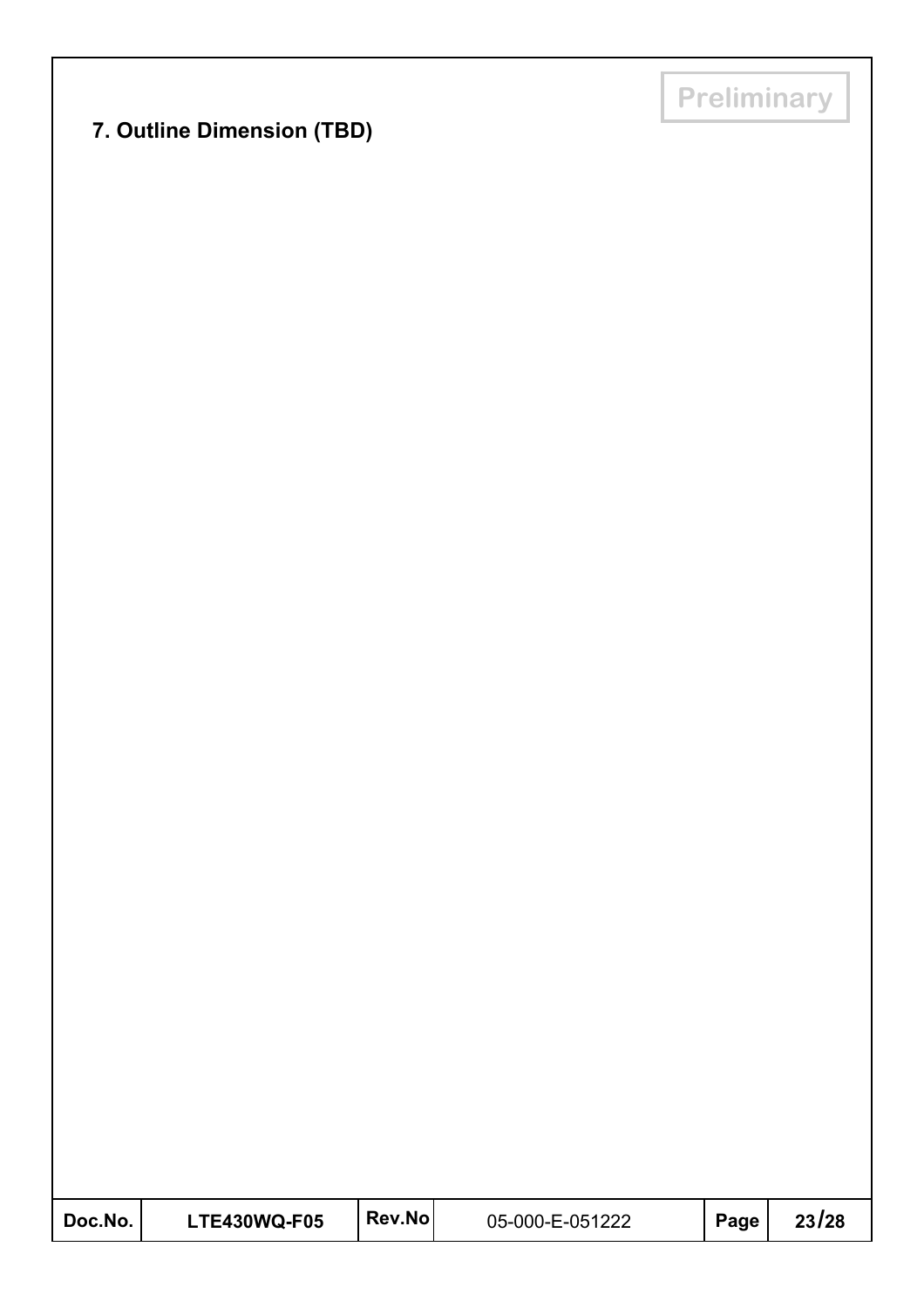Preliminary

## 7. Outline Dimension (TBD)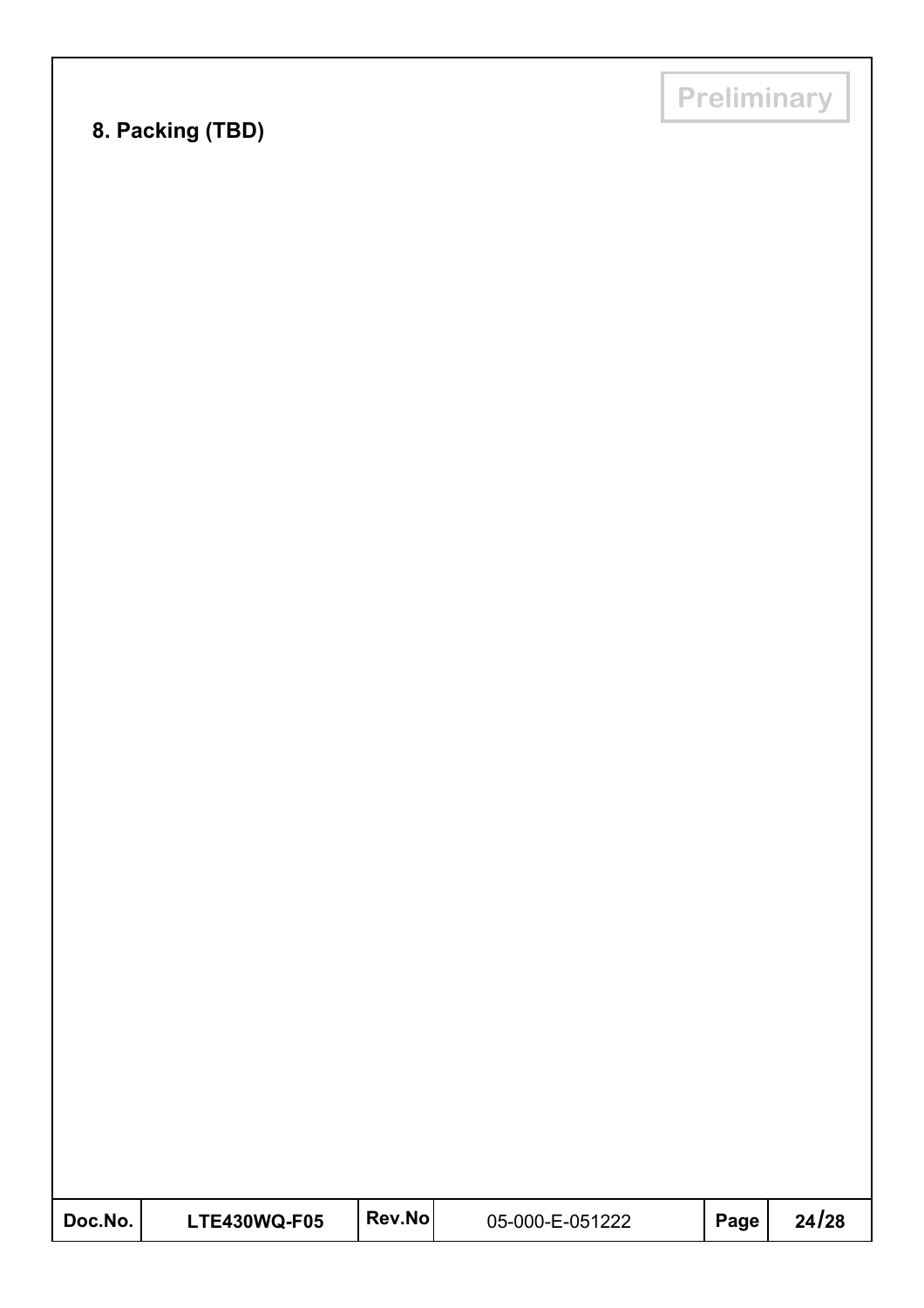## 8. Packing (TBD)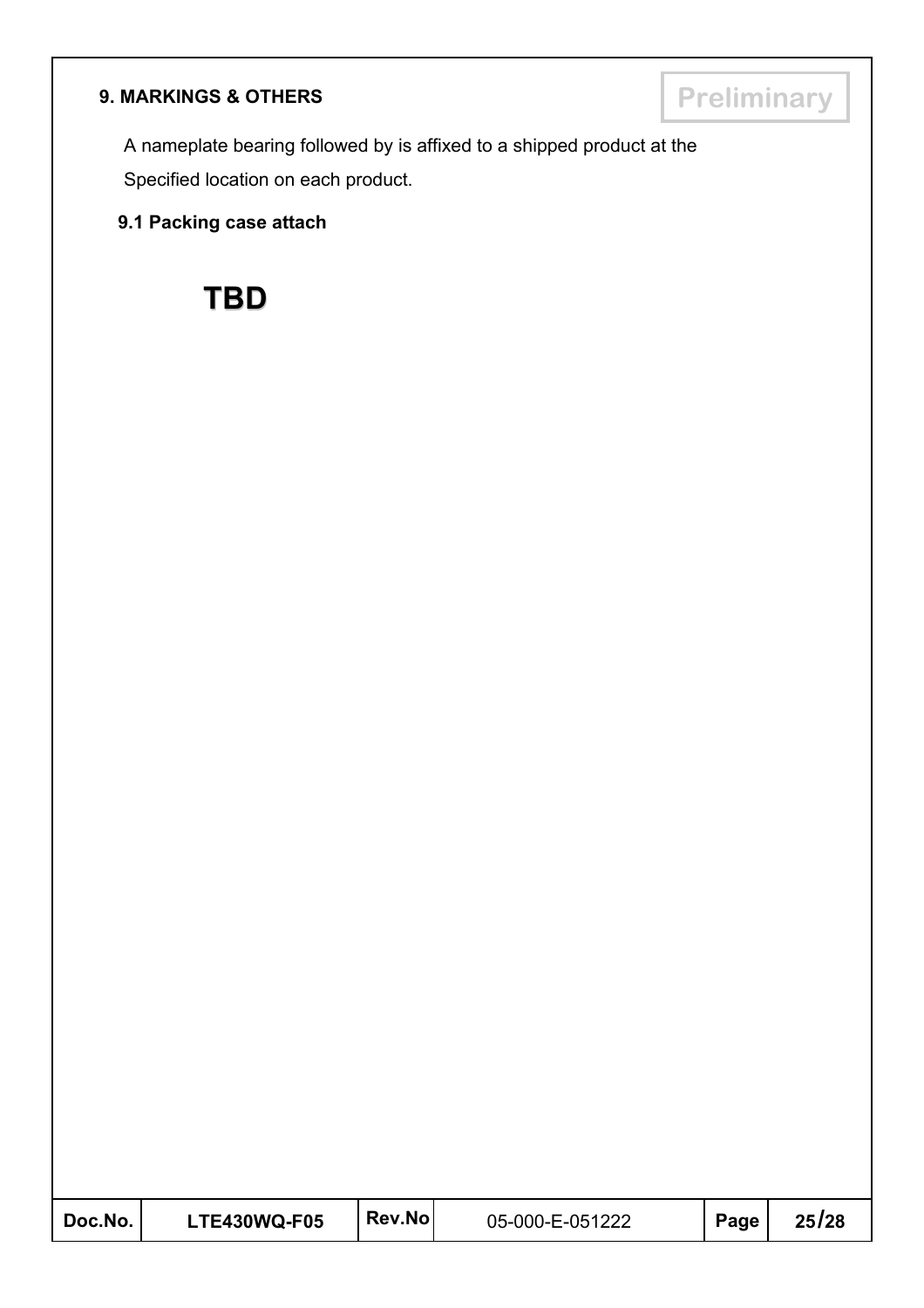## 9. MARKINGS & OTHERS

Preliminary

A nameplate bearing followed by is affixed to a shipped product at the Specified location on each product.

### 9.1 Packing case attach

**TBD**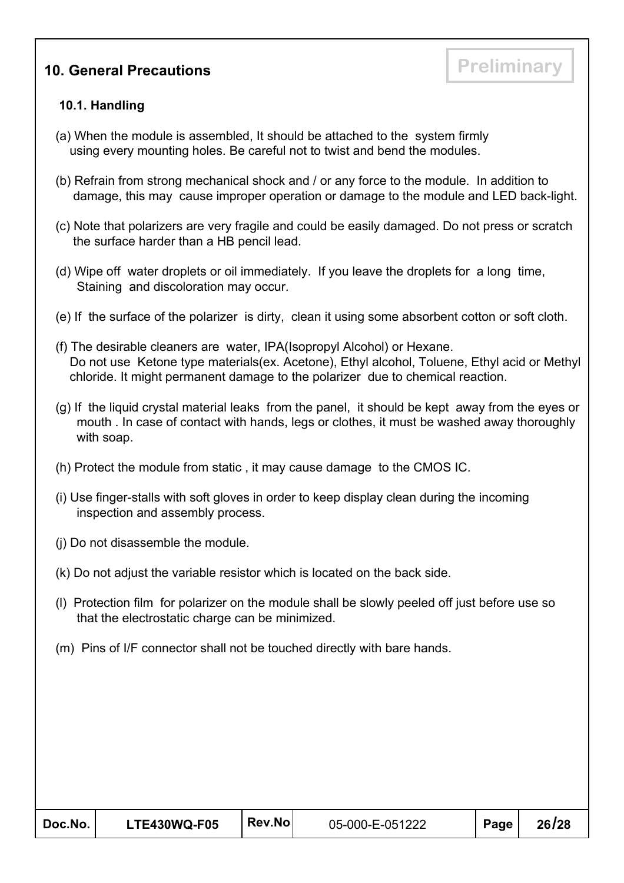## 10. General Precautions

Preliminary

### 10.1. Handling

(a) When the module is assembled, It should be attached to the system firmly using every mounting holes. Be careful not to twist and bend the modules.

(b) Refrain from strong mechanical shock and / or any force to the module. In addition to damage, this may cause improper operation or damage to the module and LED back-light.

(c) Note that polarizers are very fragile and could be easily damaged. Do not press or scratch the surface harder than a HB pencil lead.

(d) Wipe off water droplets or oil immediately. If you leave the droplets for a long time, Staining and discoloration may occur.

(e) If the surface of the polarizer is dirty, clean it using some absorbent cotton or soft cloth.

(f) The desirable cleaners are water, IPA(Isopropyl Alcohol) or Hexane. Do not use Ketone type materials(ex. Acetone), Ethyl alcohol, Toluene, Ethyl acid or Methyl chloride. It might permanent damage to the polarizer due to chemical reaction.

(g) If the liquid crystal material leaks from the panel, it should be kept away from the eyes or mouth . In case of contact with hands, legs or clothes, it must be washed away thoroughly with soap.

(h) Protect the module from static , it may cause damage to the CMOS IC.

(i) Use finger-stalls with soft gloves in order to keep display clean during the incoming inspection and assembly process.

(j) Do not disassemble the module.

(k) Do not adjust the variable resistor which is located on the back side.

(l) Protection film for polarizer on the module shall be slowly peeled off just before use so that the electrostatic charge can be minimized.

(m) Pins of I/F connector shall not be touched directly with bare hands.

| Doc.No. | LTE430WQ-F05 | Rev.No | 05-000-E-051222 | Page | 26/28 |
|---|---|---|---|---|---|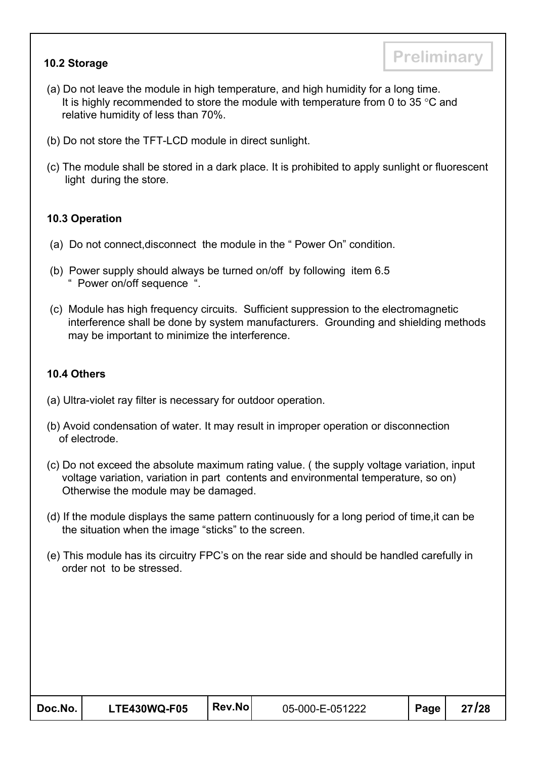### 10.2 Storage

(a) Do not leave the module in high temperature, and high humidity for a long time. It is highly recommended to store the module with temperature from 0 to 35 °C and relative humidity of less than 70%.

(b) Do not store the TFT-LCD module in direct sunlight.

(c) The module shall be stored in a dark place. It is prohibited to apply sunlight or fluorescent light during the store.

### 10.3 Operation

(a) Do not connect,disconnect the module in the " Power On" condition.

(b) Power supply should always be turned on/off by following item 6.5 " Power on/off sequence ".

(c) Module has high frequency circuits. Sufficient suppression to the electromagnetic interference shall be done by system manufacturers. Grounding and shielding methods may be important to minimize the interference.

### 10.4 Others

(a) Ultra-violet ray filter is necessary for outdoor operation.

(b) Avoid condensation of water. It may result in improper operation or disconnection of electrode.

(c) Do not exceed the absolute maximum rating value. ( the supply voltage variation, input voltage variation, variation in part contents and environmental temperature, so on) Otherwise the module may be damaged.

(d) If the module displays the same pattern continuously for a long period of time,it can be the situation when the image "sticks" to the screen.

(e) This module has its circuitry FPC's on the rear side and should be handled carefully in order not to be stressed.